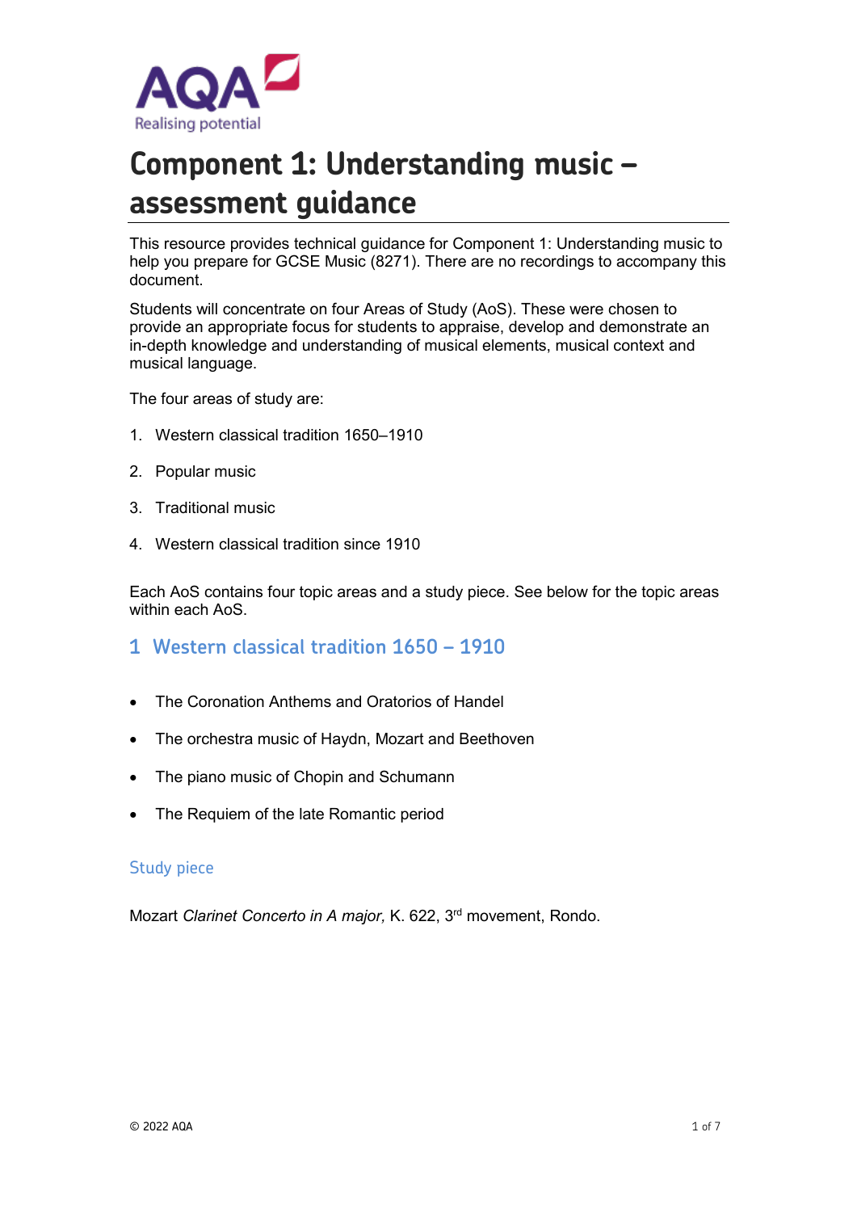# Component 1: Understanding music – assessment guidance

This resource provides technical guidance for Component 1: Understanding music to help you prepare for GCSE Music (8271). There are no recordings to accompany this document.

Students will concentrate on four Areas of Study (AoS). These were chosen to provide an appropriate focus for students to appraise, develop and demonstrate an in-depth knowledge and understanding of musical elements, musical context and musical language.

The four areas of study are:

1. Western classical tradition 1650–1910
2. Popular music
3. Traditional music
4. Western classical tradition since 1910

Each AoS contains four topic areas and a study piece. See below for the topic areas within each AoS.

## 1 Western classical tradition 1650 – 1910

- The Coronation Anthems and Oratorios of Handel
- The orchestra music of Haydn, Mozart and Beethoven
- The piano music of Chopin and Schumann
- The Requiem of the late Romantic period

### Study piece

Mozart *Clarinet Concerto in A major,* K. 622, 3rd movement, Rondo.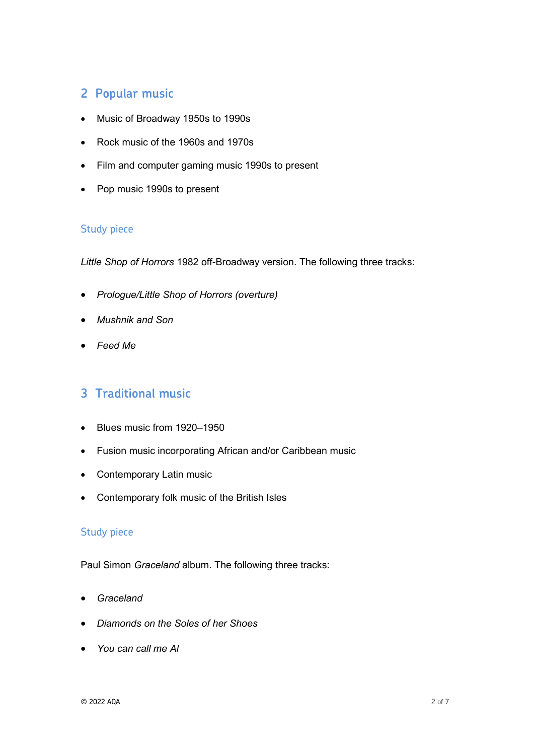## 2 Popular music

- Music of Broadway 1950s to 1990s
- Rock music of the 1960s and 1970s
- Film and computer gaming music 1990s to present
- Pop music 1990s to present

### Study piece

*Little Shop of Horrors* 1982 off-Broadway version. The following three tracks:

- *Prologue/Little Shop of Horrors (overture)*
- *Mushnik and Son*
- *Feed Me*

## 3 Traditional music

- Blues music from 1920–1950
- Fusion music incorporating African and/or Caribbean music
- Contemporary Latin music
- Contemporary folk music of the British Isles

### Study piece

Paul Simon *Graceland* album. The following three tracks:

- *Graceland*
- *Diamonds on the Soles of her Shoes*
- *You can call me Al*

© 2022 AQA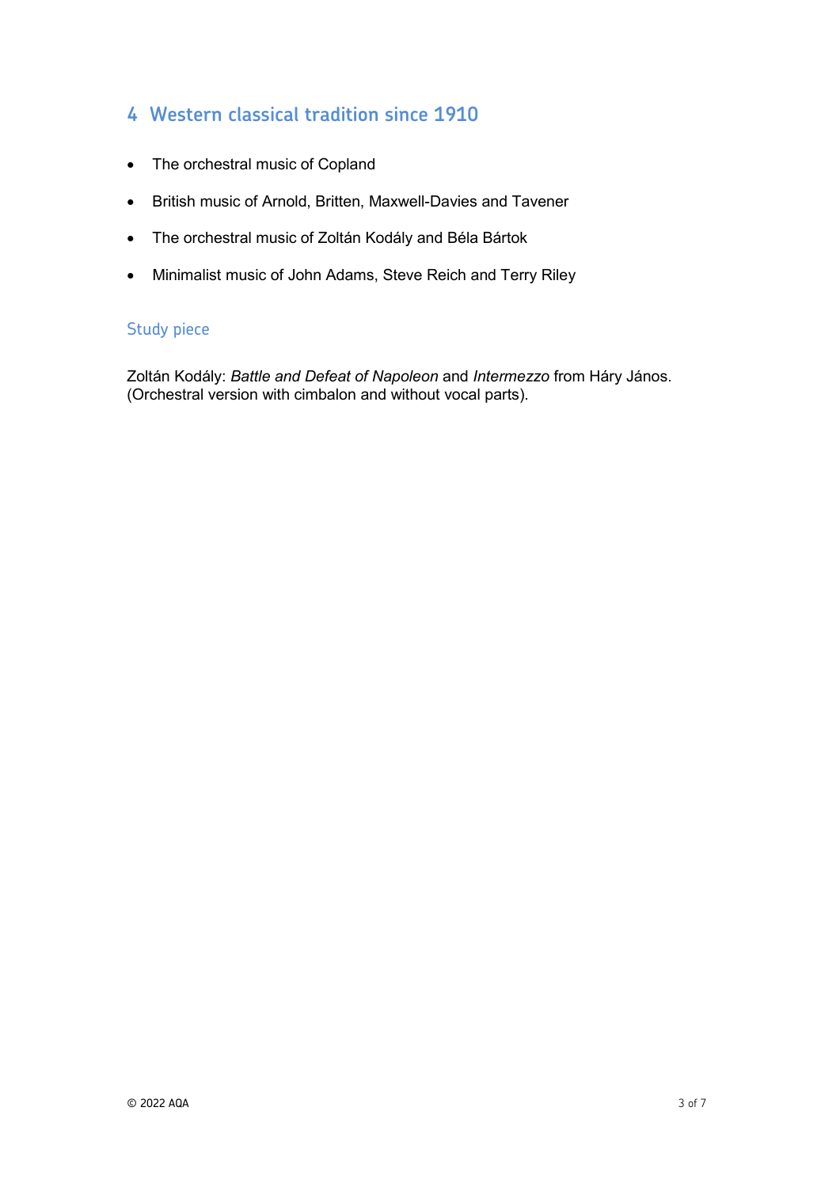## 4 Western classical tradition since 1910

- The orchestral music of Copland
- British music of Arnold, Britten, Maxwell-Davies and Tavener
- The orchestral music of Zoltán Kodály and Béla Bártok
- Minimalist music of John Adams, Steve Reich and Terry Riley

### Study piece

Zoltán Kodály: *Battle and Defeat of Napoleon* and *Intermezzo* from Háry János. (Orchestral version with cimbalon and without vocal parts).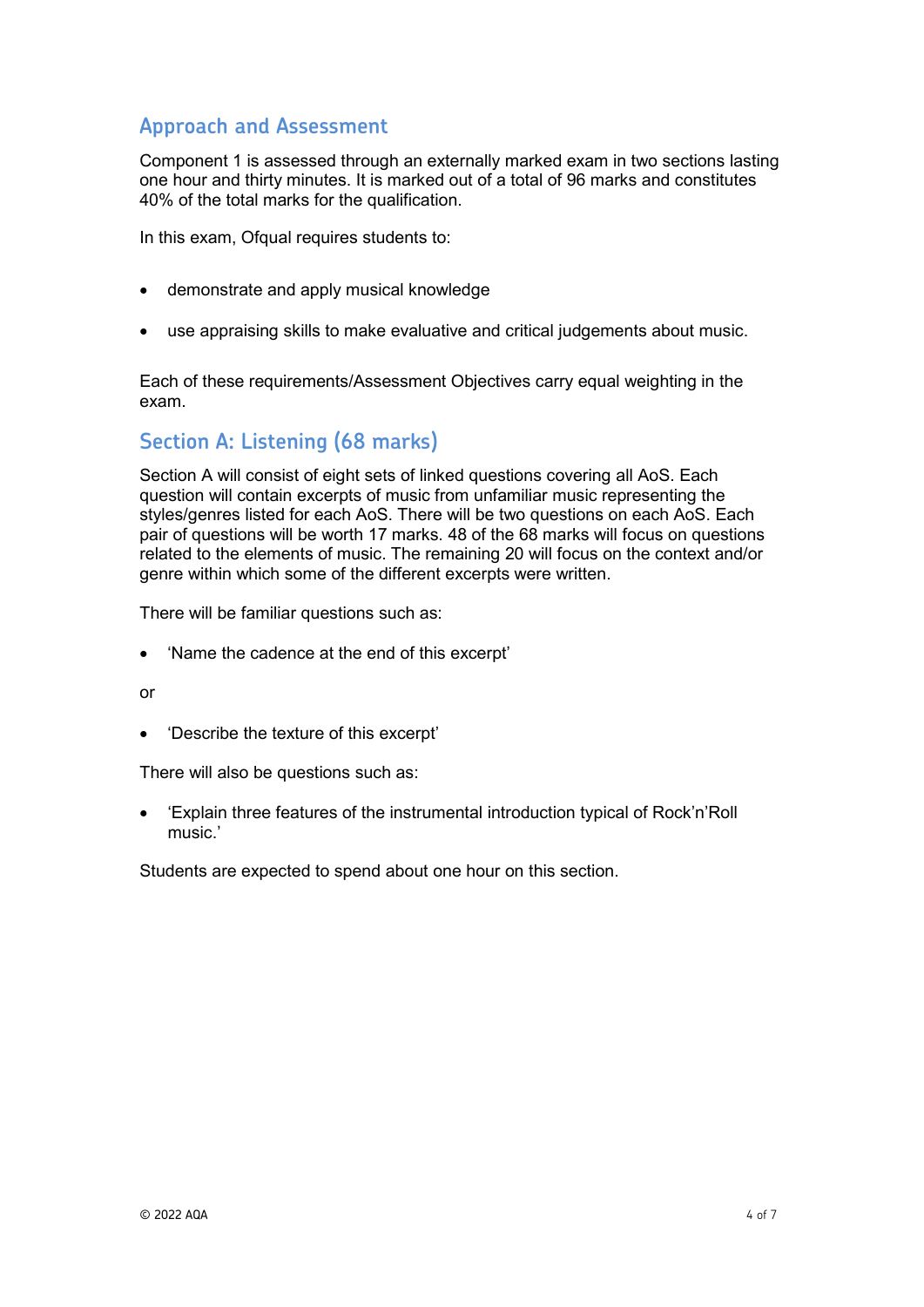## Approach and Assessment

Component 1 is assessed through an externally marked exam in two sections lasting one hour and thirty minutes. It is marked out of a total of 96 marks and constitutes 40% of the total marks for the qualification.

In this exam, Ofqual requires students to:

- demonstrate and apply musical knowledge
- use appraising skills to make evaluative and critical judgements about music.

Each of these requirements/Assessment Objectives carry equal weighting in the exam.

## Section A: Listening (68 marks)

Section A will consist of eight sets of linked questions covering all AoS. Each question will contain excerpts of music from unfamiliar music representing the styles/genres listed for each AoS. There will be two questions on each AoS. Each pair of questions will be worth 17 marks. 48 of the 68 marks will focus on questions related to the elements of music. The remaining 20 will focus on the context and/or genre within which some of the different excerpts were written.

There will be familiar questions such as:

- 'Name the cadence at the end of this excerpt'

or

- 'Describe the texture of this excerpt'

There will also be questions such as:

- 'Explain three features of the instrumental introduction typical of Rock'n'Roll music.'

Students are expected to spend about one hour on this section.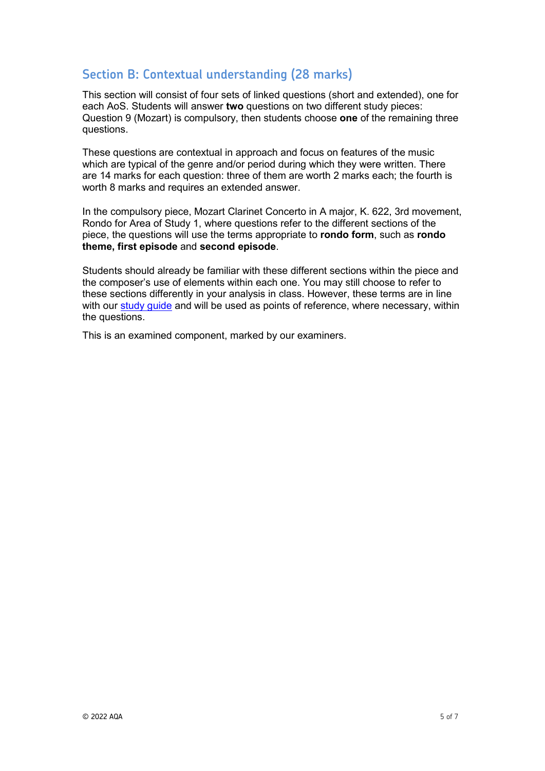## Section B: Contextual understanding (28 marks)

This section will consist of four sets of linked questions (short and extended), one for each AoS. Students will answer **two** questions on two different study pieces: Question 9 (Mozart) is compulsory, then students choose **one** of the remaining three questions.

These questions are contextual in approach and focus on features of the music which are typical of the genre and/or period during which they were written. There are 14 marks for each question: three of them are worth 2 marks each; the fourth is worth 8 marks and requires an extended answer.

In the compulsory piece, Mozart Clarinet Concerto in A major, K. 622, 3rd movement, Rondo for Area of Study 1, where questions refer to the different sections of the piece, the questions will use the terms appropriate to **rondo form**, such as **rondo theme, first episode** and **second episode**.

Students should already be familiar with these different sections within the piece and the composer's use of elements within each one. You may still choose to refer to these sections differently in your analysis in class. However, these terms are in line with our study guide and will be used as points of reference, where necessary, within the questions.

This is an examined component, marked by our examiners.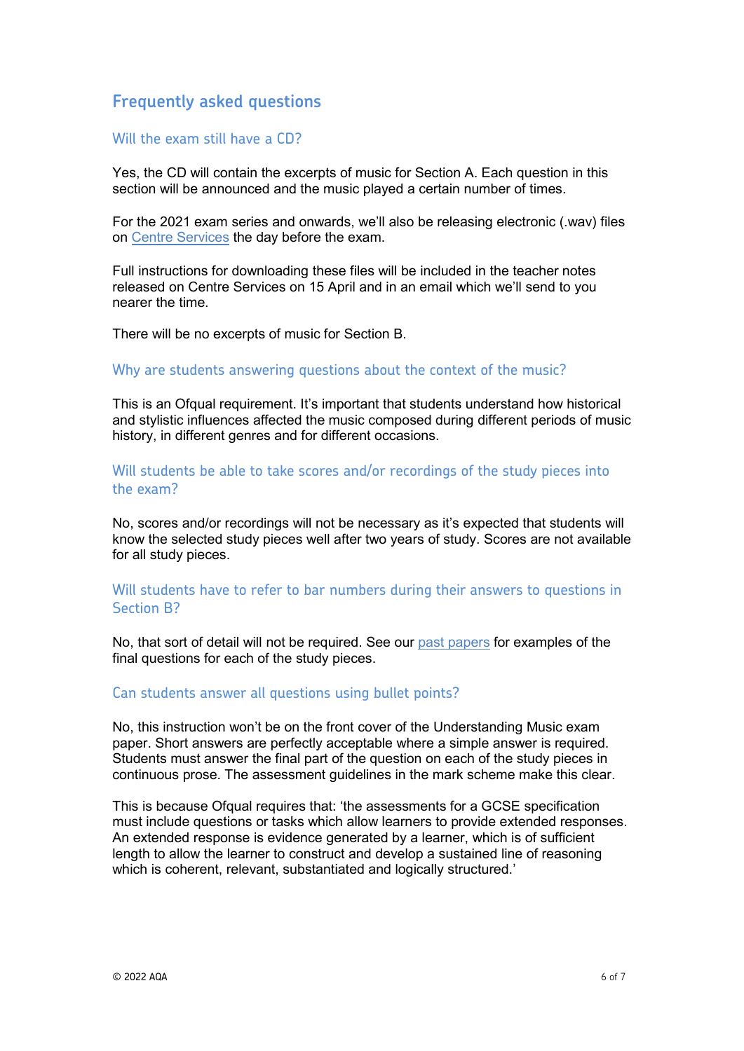## Frequently asked questions

### Will the exam still have a CD?

Yes, the CD will contain the excerpts of music for Section A. Each question in this section will be announced and the music played a certain number of times.

For the 2021 exam series and onwards, we'll also be releasing electronic (.wav) files on Centre Services the day before the exam.

Full instructions for downloading these files will be included in the teacher notes released on Centre Services on 15 April and in an email which we'll send to you nearer the time.

There will be no excerpts of music for Section B.

### Why are students answering questions about the context of the music?

This is an Ofqual requirement. It's important that students understand how historical and stylistic influences affected the music composed during different periods of music history, in different genres and for different occasions.

### Will students be able to take scores and/or recordings of the study pieces into the exam?

No, scores and/or recordings will not be necessary as it's expected that students will know the selected study pieces well after two years of study. Scores are not available for all study pieces.

### Will students have to refer to bar numbers during their answers to questions in Section B?

No, that sort of detail will not be required. See our past papers for examples of the final questions for each of the study pieces.

### Can students answer all questions using bullet points?

No, this instruction won't be on the front cover of the Understanding Music exam paper. Short answers are perfectly acceptable where a simple answer is required. Students must answer the final part of the question on each of the study pieces in continuous prose. The assessment guidelines in the mark scheme make this clear.

This is because Ofqual requires that: 'the assessments for a GCSE specification must include questions or tasks which allow learners to provide extended responses. An extended response is evidence generated by a learner, which is of sufficient length to allow the learner to construct and develop a sustained line of reasoning which is coherent, relevant, substantiated and logically structured.'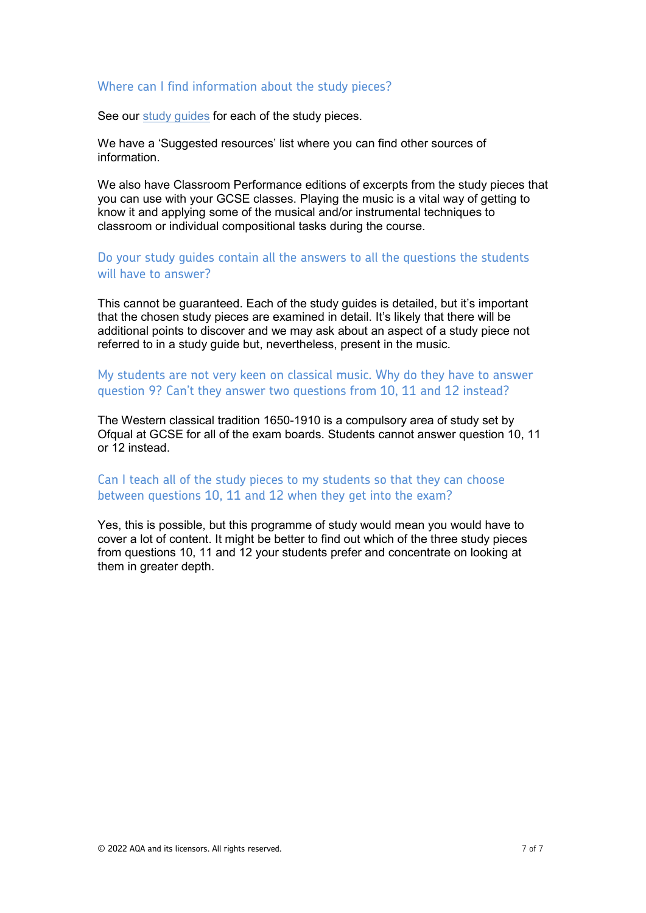## Where can I find information about the study pieces?

See our study guides for each of the study pieces.

We have a 'Suggested resources' list where you can find other sources of information.

We also have Classroom Performance editions of excerpts from the study pieces that you can use with your GCSE classes. Playing the music is a vital way of getting to know it and applying some of the musical and/or instrumental techniques to classroom or individual compositional tasks during the course.

## Do your study guides contain all the answers to all the questions the students will have to answer?

This cannot be guaranteed. Each of the study guides is detailed, but it's important that the chosen study pieces are examined in detail. It's likely that there will be additional points to discover and we may ask about an aspect of a study piece not referred to in a study guide but, nevertheless, present in the music.

## My students are not very keen on classical music. Why do they have to answer question 9? Can't they answer two questions from 10, 11 and 12 instead?

The Western classical tradition 1650-1910 is a compulsory area of study set by Ofqual at GCSE for all of the exam boards. Students cannot answer question 10, 11 or 12 instead.

## Can I teach all of the study pieces to my students so that they can choose between questions 10, 11 and 12 when they get into the exam?

Yes, this is possible, but this programme of study would mean you would have to cover a lot of content. It might be better to find out which of the three study pieces from questions 10, 11 and 12 your students prefer and concentrate on looking at them in greater depth.

© 2022 AQA and its licensors. All rights reserved.